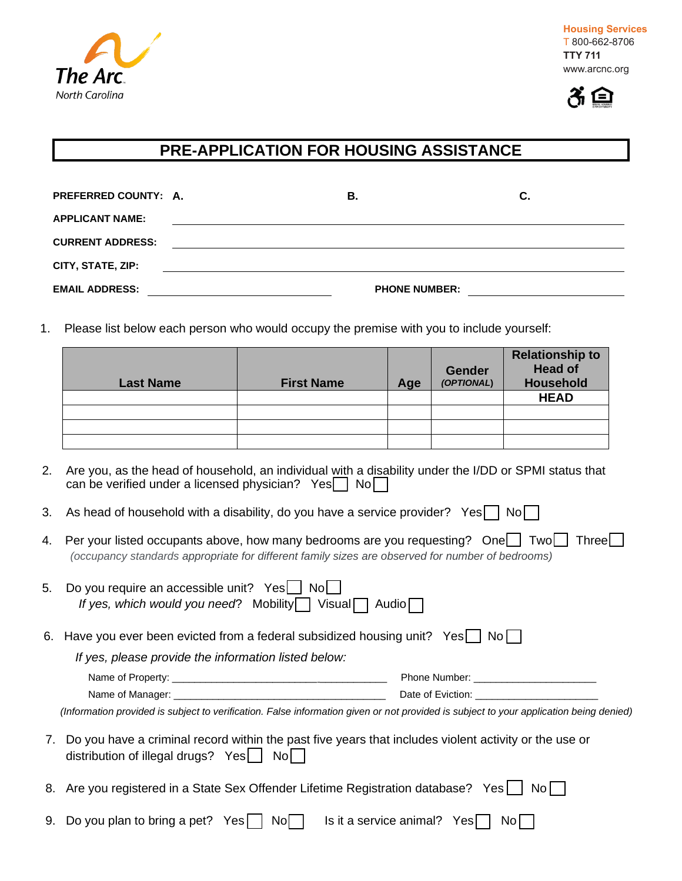The Arc North Carolina

**Housing Services**
T 800-662-8706
**TTY 711**
www.arcnc.org

# PRE-APPLICATION FOR HOUSING ASSISTANCE

**PREFERRED COUNTY:** **A.** **B.** **C.**

**APPLICANT NAME:** ______________________________

**CURRENT ADDRESS:** ______________________________

**CITY, STATE, ZIP:** ______________________________

**EMAIL ADDRESS:** ______________________ **PHONE NUMBER:** ______________________

1. Please list below each person who would occupy the premise with you to include yourself:

| Last Name | First Name | Age | Gender *(OPTIONAL)* | Relationship to Head of Household |
|---|---|---|---|---|
| | | | | **HEAD** |
| | | | | |
| | | | | |
| | | | | |

2. Are you, as the head of household, an individual with a disability under the I/DD or SPMI status that can be verified under a licensed physician? Yes ☐ No ☐

3. As head of household with a disability, do you have a service provider? Yes ☐ No ☐

4. Per your listed occupants above, how many bedrooms are you requesting? One ☐ Two ☐ Three ☐
   *(occupancy standards appropriate for different family sizes are observed for number of bedrooms)*

5. Do you require an accessible unit? Yes ☐ No ☐
   *If yes, which would you need*? Mobility ☐ Visual ☐ Audio ☐

6. Have you ever been evicted from a federal subsidized housing unit? Yes ☐ No ☐
   *If yes, please provide the information listed below:*
   Name of Property: ______________________ Phone Number: ______________________
   Name of Manager: ______________________ Date of Eviction: ______________________
   *(Information provided is subject to verification. False information given or not provided is subject to your application being denied)*

7. Do you have a criminal record within the past five years that includes violent activity or the use or distribution of illegal drugs? Yes ☐ No ☐

8. Are you registered in a State Sex Offender Lifetime Registration database? Yes ☐ No ☐

9. Do you plan to bring a pet? Yes ☐ No ☐ Is it a service animal? Yes ☐ No ☐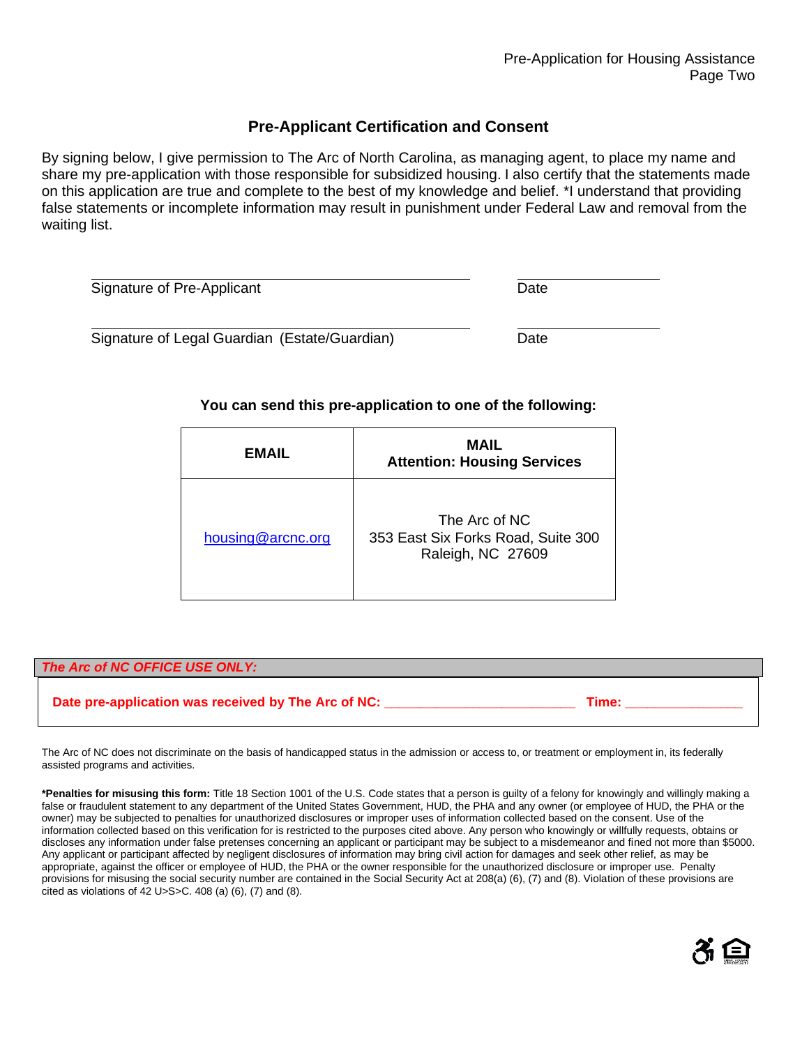## Pre-Applicant Certification and Consent

By signing below, I give permission to The Arc of North Carolina, as managing agent, to place my name and share my pre-application with those responsible for subsidized housing. I also certify that the statements made on this application are true and complete to the best of my knowledge and belief. *I understand that providing false statements or incomplete information may result in punishment under Federal Law and removal from the waiting list.

\_\_\_\_\_\_\_\_\_\_\_\_\_\_\_\_\_\_\_\_\_\_\_\_\_\_\_\_\_\_\_\_\_\_\_\_\_\_\_\_ \_\_\_\_\_\_\_\_\_\_\_\_\_\_\_\_
Signature of Pre-Applicant Date

\_\_\_\_\_\_\_\_\_\_\_\_\_\_\_\_\_\_\_\_\_\_\_\_\_\_\_\_\_\_\_\_\_\_\_\_\_\_\_\_ \_\_\_\_\_\_\_\_\_\_\_\_\_\_\_\_
Signature of Legal Guardian (Estate/Guardian) Date

**You can send this pre-application to one of the following:**

| **EMAIL** | **MAIL**<br>**Attention: Housing Services** |
|---|---|
| housing@arcnc.org | The Arc of NC<br>353 East Six Forks Road, Suite 300<br>Raleigh, NC 27609 |

***The Arc of NC OFFICE USE ONLY:***

**Date pre-application was received by The Arc of NC: \_\_\_\_\_\_\_\_\_\_\_\_\_\_\_\_\_\_\_\_\_\_\_\_\_\_ Time: \_\_\_\_\_\_\_\_\_\_\_\_\_\_\_\_**

The Arc of NC does not discriminate on the basis of handicapped status in the admission or access to, or treatment or employment in, its federally assisted programs and activities.

**\*Penalties for misusing this form:** Title 18 Section 1001 of the U.S. Code states that a person is guilty of a felony for knowingly and willingly making a false or fraudulent statement to any department of the United States Government, HUD, the PHA and any owner (or employee of HUD, the PHA or the owner) may be subjected to penalties for unauthorized disclosures or improper uses of information collected based on the consent. Use of the information collected based on this verification for is restricted to the purposes cited above. Any person who knowingly or willfully requests, obtains or discloses any information under false pretenses concerning an applicant or participant may be subject to a misdemeanor and fined not more than $5000. Any applicant or participant affected by negligent disclosures of information may bring civil action for damages and seek other relief, as may be appropriate, against the officer or employee of HUD, the PHA or the owner responsible for the unauthorized disclosure or improper use. Penalty provisions for misusing the social security number are contained in the Social Security Act at 208(a) (6), (7) and (8). Violation of these provisions are cited as violations of 42 U>S>C. 408 (a) (6), (7) and (8).